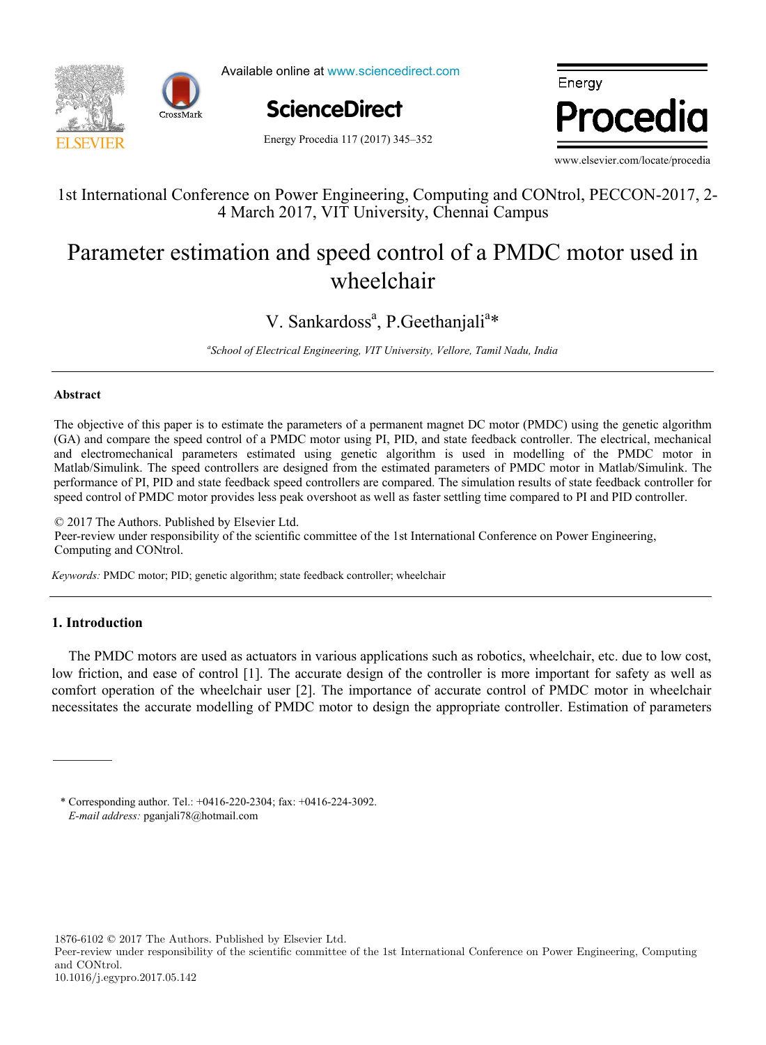1st International Conference on Power Engineering, Computing and CONtrol, PECCON-2017, 2-4 March 2017, VIT University, Chennai Campus

# Parameter estimation and speed control of a PMDC motor used in wheelchair

V. Sankardoss[a], P.Geethanjali[a]*

[a]*School of Electrical Engineering, VIT University, Vellore, Tamil Nadu, India*

---

**Abstract**

The objective of this paper is to estimate the parameters of a permanent magnet DC motor (PMDC) using the genetic algorithm (GA) and compare the speed control of a PMDC motor using PI, PID, and state feedback controller. The electrical, mechanical and electromechanical parameters estimated using genetic algorithm is used in modelling of the PMDC motor in Matlab/Simulink. The speed controllers are designed from the estimated parameters of PMDC motor in Matlab/Simulink. The performance of PI, PID and state feedback speed controllers are compared. The simulation results of state feedback controller for speed control of PMDC motor provides less peak overshoot as well as faster settling time compared to PI and PID controller.

© 2017 The Authors. Published by Elsevier Ltd.
Peer-review under responsibility of the scientific committee of the 1st International Conference on Power Engineering, Computing and CONtrol.

*Keywords:* PMDC motor; PID; genetic algorithm; state feedback controller; wheelchair

---

## 1. Introduction

The PMDC motors are used as actuators in various applications such as robotics, wheelchair, etc. due to low cost, low friction, and ease of control [1]. The accurate design of the controller is more important for safety as well as comfort operation of the wheelchair user [2]. The importance of accurate control of PMDC motor in wheelchair necessitates the accurate modelling of PMDC motor to design the appropriate controller. Estimation of parameters

---

\* Corresponding author. Tel.: +0416-220-2304; fax: +0416-224-3092.
*E-mail address:* pganjali78@hotmail.com

1876-6102 © 2017 The Authors. Published by Elsevier Ltd.
Peer-review under responsibility of the scientific committee of the 1st International Conference on Power Engineering, Computing and CONtrol.
10.1016/j.egypro.2017.05.142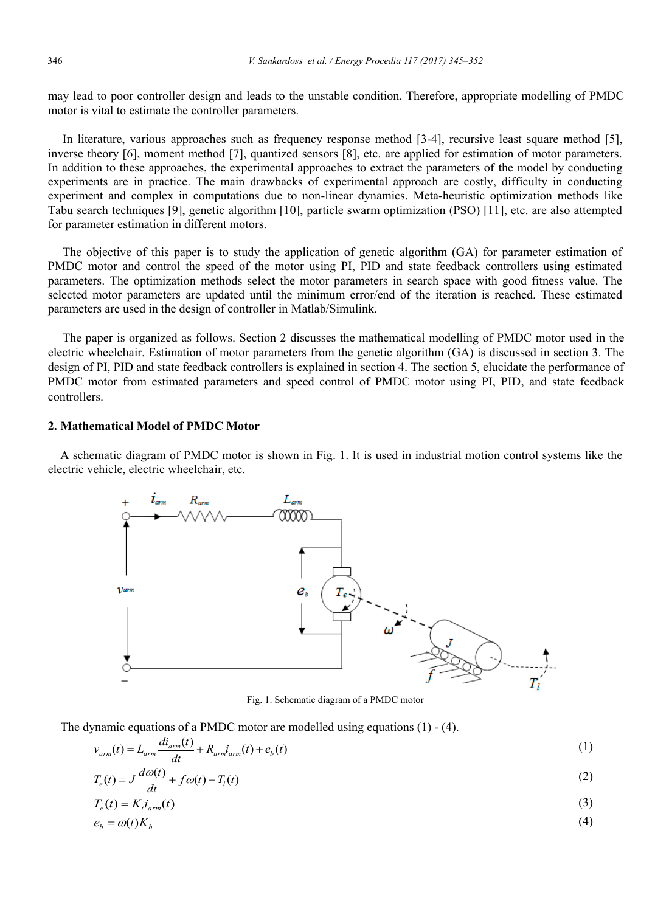may lead to poor controller design and leads to the unstable condition. Therefore, appropriate modelling of PMDC motor is vital to estimate the controller parameters.

In literature, various approaches such as frequency response method [3-4], recursive least square method [5], inverse theory [6], moment method [7], quantized sensors [8], etc. are applied for estimation of motor parameters. In addition to these approaches, the experimental approaches to extract the parameters of the model by conducting experiments are in practice. The main drawbacks of experimental approach are costly, difficulty in conducting experiment and complex in computations due to non-linear dynamics. Meta-heuristic optimization methods like Tabu search techniques [9], genetic algorithm [10], particle swarm optimization (PSO) [11], etc. are also attempted for parameter estimation in different motors.

The objective of this paper is to study the application of genetic algorithm (GA) for parameter estimation of PMDC motor and control the speed of the motor using PI, PID and state feedback controllers using estimated parameters. The optimization methods select the motor parameters in search space with good fitness value. The selected motor parameters are updated until the minimum error/end of the iteration is reached. These estimated parameters are used in the design of controller in Matlab/Simulink.

The paper is organized as follows. Section 2 discusses the mathematical modelling of PMDC motor used in the electric wheelchair. Estimation of motor parameters from the genetic algorithm (GA) is discussed in section 3. The design of PI, PID and state feedback controllers is explained in section 4. The section 5, elucidate the performance of PMDC motor from estimated parameters and speed control of PMDC motor using PI, PID, and state feedback controllers.

## 2. Mathematical Model of PMDC Motor

A schematic diagram of PMDC motor is shown in Fig. 1. It is used in industrial motion control systems like the electric vehicle, electric wheelchair, etc.

Fig. 1. Schematic diagram of a PMDC motor

The dynamic equations of a PMDC motor are modelled using equations (1) - (4).

$$v_{arm}(t) = L_{arm}\frac{di_{arm}(t)}{dt} + R_{arm}i_{arm}(t) + e_b(t) \tag{1}$$

$$T_e(t) = J\frac{d\omega(t)}{dt} + f\omega(t) + T_l(t) \tag{2}$$

$$T_e(t) = K_t i_{arm}(t) \tag{3}$$

$$e_b = \omega(t)K_b \tag{4}$$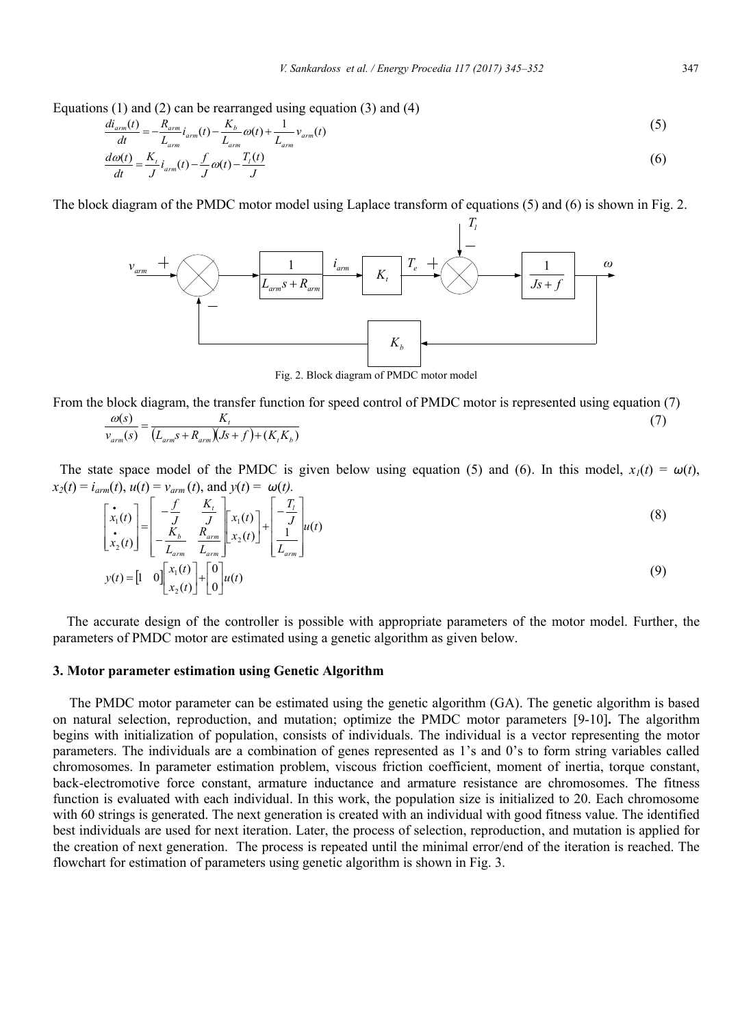Equations (1) and (2) can be rearranged using equation (3) and (4)

$$\frac{di_{arm}(t)}{dt} = -\frac{R_{arm}}{L_{arm}} i_{arm}(t) - \frac{K_b}{L_{arm}} \omega(t) + \frac{1}{L_{arm}} v_{arm}(t) \tag{5}$$

$$\frac{d\omega(t)}{dt} = \frac{K_t}{J} i_{arm}(t) - \frac{f}{J} \omega(t) - \frac{T_l(t)}{J} \tag{6}$$

The block diagram of the PMDC motor model using Laplace transform of equations (5) and (6) is shown in Fig. 2.

Fig. 2. Block diagram of PMDC motor model

From the block diagram, the transfer function for speed control of PMDC motor is represented using equation (7)

$$\frac{\omega(s)}{v_{arm}(s)} = \frac{K_t}{(L_{arm}s + R_{arm})(Js + f) + (K_t K_b)} \tag{7}$$

The state space model of the PMDC is given below using equation (5) and (6). In this model, $x_1(t) = \omega(t)$, $x_2(t) = i_{arm}(t)$, $u(t) = v_{arm}(t)$, and $y(t) = \omega(t)$.

$$\begin{bmatrix} \dot{x}_1(t) \\ \dot{x}_2(t) \end{bmatrix} = \begin{bmatrix} -\frac{f}{J} & \frac{K_t}{J} \\ -\frac{K_b}{L_{arm}} & \frac{R_{arm}}{L_{arm}} \end{bmatrix} \begin{bmatrix} x_1(t) \\ x_2(t) \end{bmatrix} + \begin{bmatrix} -\frac{T_l}{J} \\ \frac{1}{L_{arm}} \end{bmatrix} u(t) \tag{8}$$

$$y(t) = \begin{bmatrix} 1 & 0 \end{bmatrix} \begin{bmatrix} x_1(t) \\ x_2(t) \end{bmatrix} + \begin{bmatrix} 0 \\ 0 \end{bmatrix} u(t) \tag{9}$$

The accurate design of the controller is possible with appropriate parameters of the motor model. Further, the parameters of PMDC motor are estimated using a genetic algorithm as given below.

## 3. Motor parameter estimation using Genetic Algorithm

The PMDC motor parameter can be estimated using the genetic algorithm (GA). The genetic algorithm is based on natural selection, reproduction, and mutation; optimize the PMDC motor parameters [9-10]. The algorithm begins with initialization of population, consists of individuals. The individual is a vector representing the motor parameters. The individuals are a combination of genes represented as 1's and 0's to form string variables called chromosomes. In parameter estimation problem, viscous friction coefficient, moment of inertia, torque constant, back-electromotive force constant, armature inductance and armature resistance are chromosomes. The fitness function is evaluated with each individual. In this work, the population size is initialized to 20. Each chromosome with 60 strings is generated. The next generation is created with an individual with good fitness value. The identified best individuals are used for next iteration. Later, the process of selection, reproduction, and mutation is applied for the creation of next generation. The process is repeated until the minimal error/end of the iteration is reached. The flowchart for estimation of parameters using genetic algorithm is shown in Fig. 3.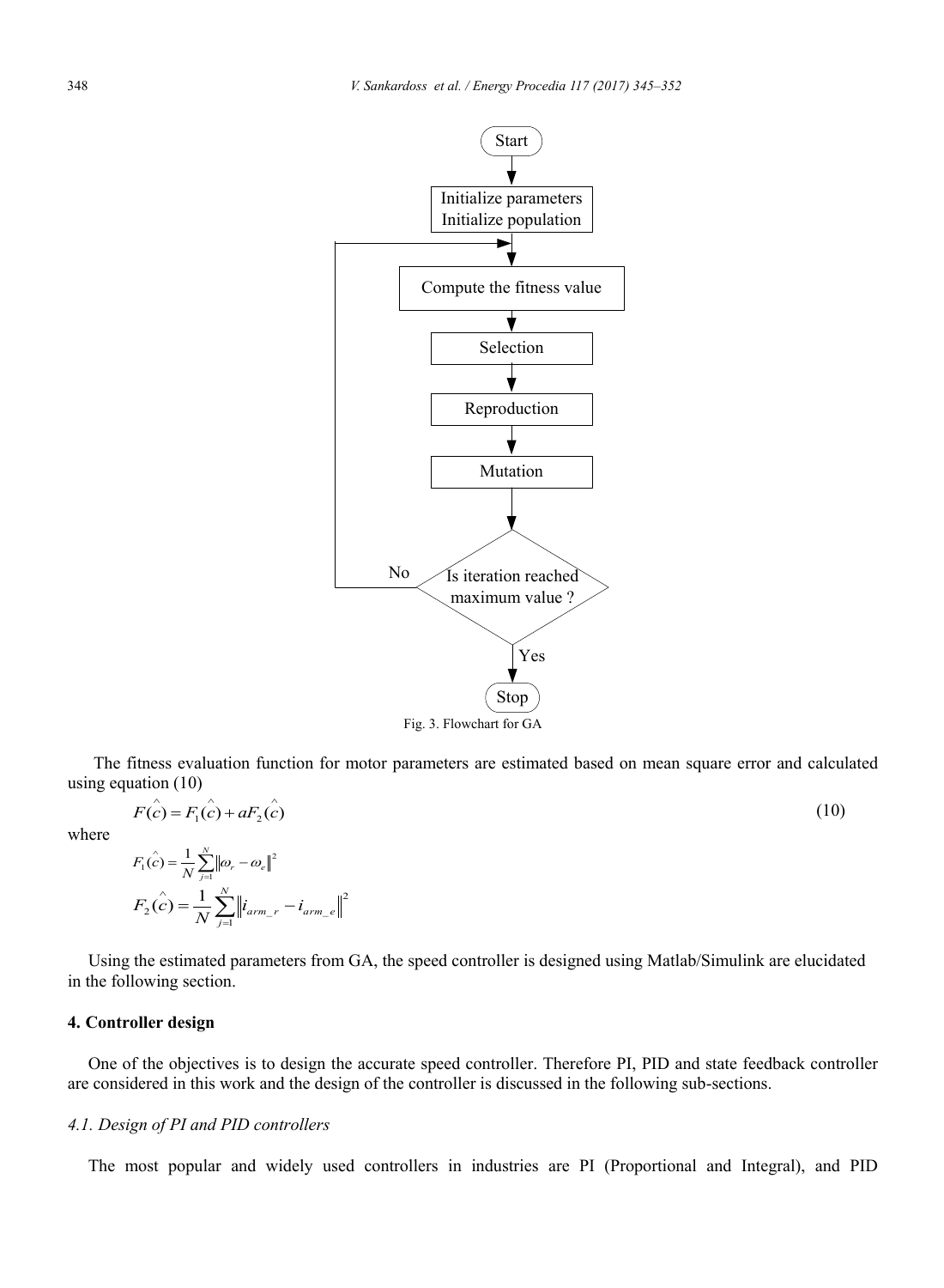Fig. 3. Flowchart for GA

The fitness evaluation function for motor parameters are estimated based on mean square error and calculated using equation (10)

$$F(\hat{c}) = F_1(\hat{c}) + aF_2(\hat{c}) \tag{10}$$

where

$$F_1(\hat{c}) = \frac{1}{N}\sum_{j=1}^{N}\left\|\omega_r - \omega_e\right\|^2$$

$$F_2(\hat{c}) = \frac{1}{N}\sum_{j=1}^{N}\left\|i_{arm\_r} - i_{arm\_e}\right\|^2$$

Using the estimated parameters from GA, the speed controller is designed using Matlab/Simulink are elucidated in the following section.

## 4. Controller design

One of the objectives is to design the accurate speed controller. Therefore PI, PID and state feedback controller are considered in this work and the design of the controller is discussed in the following sub-sections.

### *4.1. Design of PI and PID controllers*

The most popular and widely used controllers in industries are PI (Proportional and Integral), and PID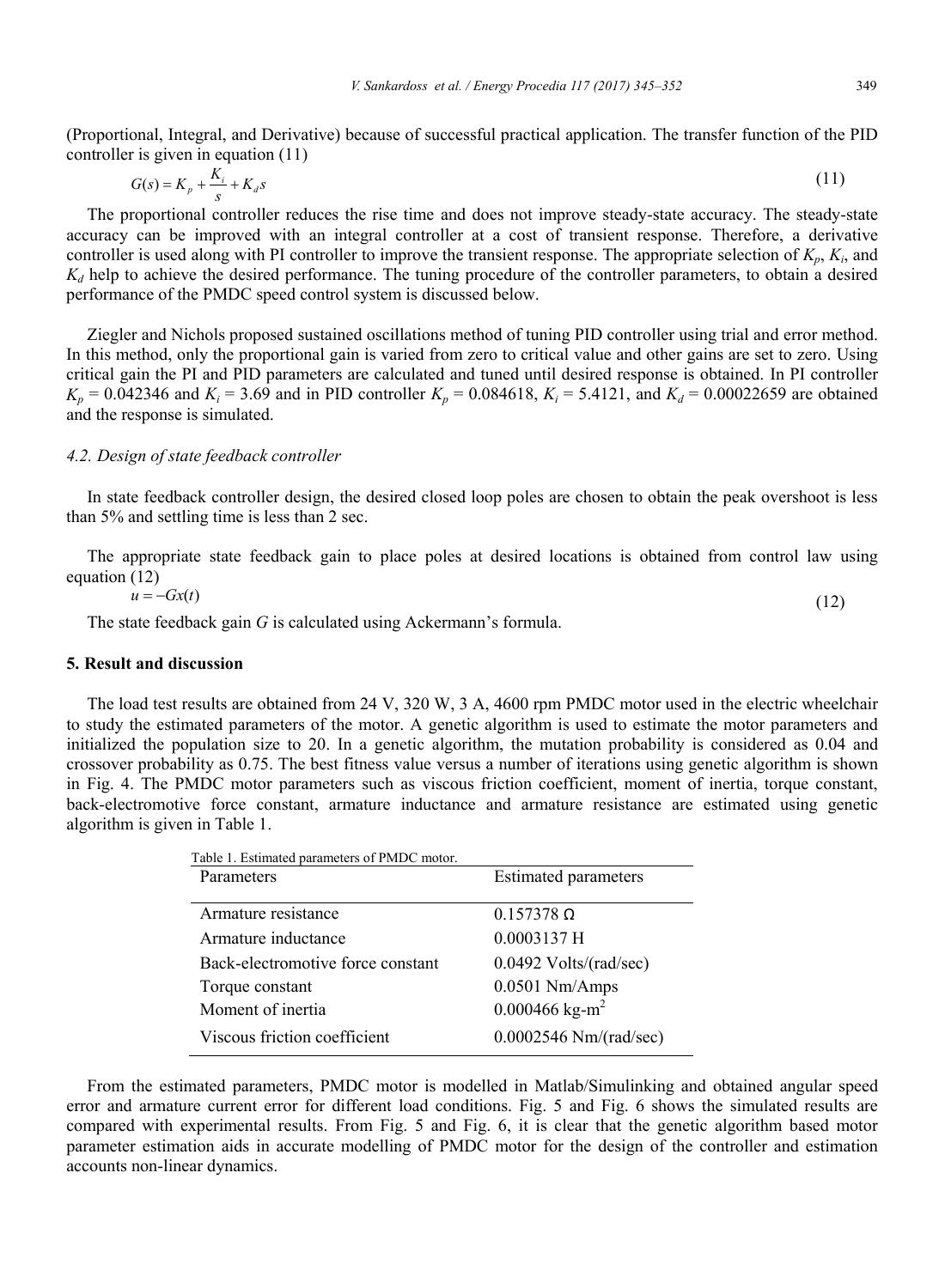(Proportional, Integral, and Derivative) because of successful practical application. The transfer function of the PID controller is given in equation (11)

$$G(s) = K_p + \frac{K_i}{s} + K_d s \tag{11}$$

The proportional controller reduces the rise time and does not improve steady-state accuracy. The steady-state accuracy can be improved with an integral controller at a cost of transient response. Therefore, a derivative controller is used along with PI controller to improve the transient response. The appropriate selection of $K_p$, $K_i$, and $K_d$ help to achieve the desired performance. The tuning procedure of the controller parameters, to obtain a desired performance of the PMDC speed control system is discussed below.

Ziegler and Nichols proposed sustained oscillations method of tuning PID controller using trial and error method. In this method, only the proportional gain is varied from zero to critical value and other gains are set to zero. Using critical gain the PI and PID parameters are calculated and tuned until desired response is obtained. In PI controller $K_p = 0.042346$ and $K_i = 3.69$ and in PID controller $K_p = 0.084618$, $K_i = 5.4121$, and $K_d = 0.00022659$ are obtained and the response is simulated.

### *4.2. Design of state feedback controller*

In state feedback controller design, the desired closed loop poles are chosen to obtain the peak overshoot is less than 5% and settling time is less than 2 sec.

The appropriate state feedback gain to place poles at desired locations is obtained from control law using equation (12)

$$u = -Gx(t) \tag{12}$$

The state feedback gain $G$ is calculated using Ackermann's formula.

## 5. Result and discussion

The load test results are obtained from 24 V, 320 W, 3 A, 4600 rpm PMDC motor used in the electric wheelchair to study the estimated parameters of the motor. A genetic algorithm is used to estimate the motor parameters and initialized the population size to 20. In a genetic algorithm, the mutation probability is considered as 0.04 and crossover probability as 0.75. The best fitness value versus a number of iterations using genetic algorithm is shown in Fig. 4. The PMDC motor parameters such as viscous friction coefficient, moment of inertia, torque constant, back-electromotive force constant, armature inductance and armature resistance are estimated using genetic algorithm is given in Table 1.

Table 1. Estimated parameters of PMDC motor.

| Parameters | Estimated parameters |
|---|---|
| Armature resistance | 0.157378 Ω |
| Armature inductance | 0.0003137 H |
| Back-electromotive force constant | 0.0492 Volts/(rad/sec) |
| Torque constant | 0.0501 Nm/Amps |
| Moment of inertia | 0.000466 kg-m$^2$ |
| Viscous friction coefficient | 0.0002546 Nm/(rad/sec) |

From the estimated parameters, PMDC motor is modelled in Matlab/Simulinking and obtained angular speed error and armature current error for different load conditions. Fig. 5 and Fig. 6 shows the simulated results are compared with experimental results. From Fig. 5 and Fig. 6, it is clear that the genetic algorithm based motor parameter estimation aids in accurate modelling of PMDC motor for the design of the controller and estimation accounts non-linear dynamics.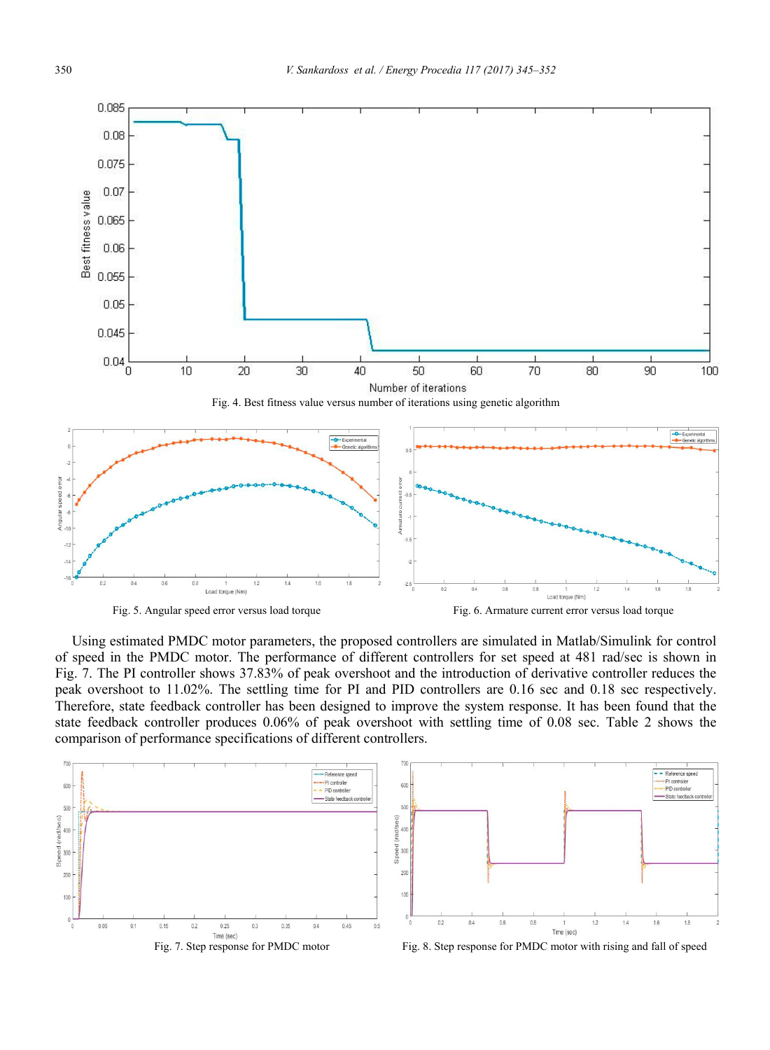Fig. 4. Best fitness value versus number of iterations using genetic algorithm

Fig. 5. Angular speed error versus load torque

Fig. 6. Armature current error versus load torque

Using estimated PMDC motor parameters, the proposed controllers are simulated in Matlab/Simulink for control of speed in the PMDC motor. The performance of different controllers for set speed at 481 rad/sec is shown in Fig. 7. The PI controller shows 37.83% of peak overshoot and the introduction of derivative controller reduces the peak overshoot to 11.02%. The settling time for PI and PID controllers are 0.16 sec and 0.18 sec respectively. Therefore, state feedback controller has been designed to improve the system response. It has been found that the state feedback controller produces 0.06% of peak overshoot with settling time of 0.08 sec. Table 2 shows the comparison of performance specifications of different controllers.

Fig. 7. Step response for PMDC motor

Fig. 8. Step response for PMDC motor with rising and fall of speed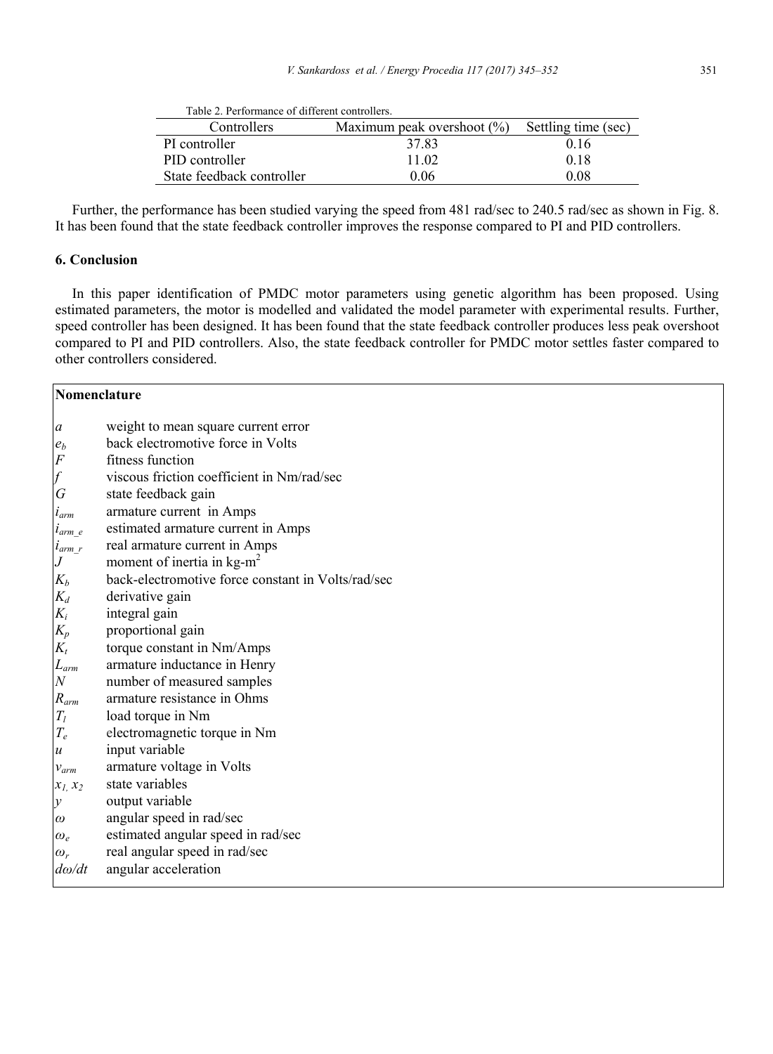Table 2. Performance of different controllers.

| Controllers | Maximum peak overshoot (%) | Settling time (sec) |
|---|---|---|
| PI controller | 37.83 | 0.16 |
| PID controller | 11.02 | 0.18 |
| State feedback controller | 0.06 | 0.08 |

Further, the performance has been studied varying the speed from 481 rad/sec to 240.5 rad/sec as shown in Fig. 8. It has been found that the state feedback controller improves the response compared to PI and PID controllers.

## 6. Conclusion

In this paper identification of PMDC motor parameters using genetic algorithm has been proposed. Using estimated parameters, the motor is modelled and validated the model parameter with experimental results. Further, speed controller has been designed. It has been found that the state feedback controller produces less peak overshoot compared to PI and PID controllers. Also, the state feedback controller for PMDC motor settles faster compared to other controllers considered.

**Nomenclature**

| | |
|---|---|
| $a$ | weight to mean square current error |
| $e_b$ | back electromotive force in Volts |
| $F$ | fitness function |
| $f$ | viscous friction coefficient in Nm/rad/sec |
| $G$ | state feedback gain |
| $i_{arm}$ | armature current in Amps |
| $i_{arm\_e}$ | estimated armature current in Amps |
| $i_{arm\_r}$ | real armature current in Amps |
| $J$ | moment of inertia in kg-m$^2$ |
| $K_b$ | back-electromotive force constant in Volts/rad/sec |
| $K_d$ | derivative gain |
| $K_i$ | integral gain |
| $K_p$ | proportional gain |
| $K_t$ | torque constant in Nm/Amps |
| $L_{arm}$ | armature inductance in Henry |
| $N$ | number of measured samples |
| $R_{arm}$ | armature resistance in Ohms |
| $T_l$ | load torque in Nm |
| $T_e$ | electromagnetic torque in Nm |
| $u$ | input variable |
| $v_{arm}$ | armature voltage in Volts |
| $x_1, x_2$ | state variables |
| $y$ | output variable |
| $\omega$ | angular speed in rad/sec |
| $\omega_e$ | estimated angular speed in rad/sec |
| $\omega_r$ | real angular speed in rad/sec |
| $d\omega/dt$ | angular acceleration |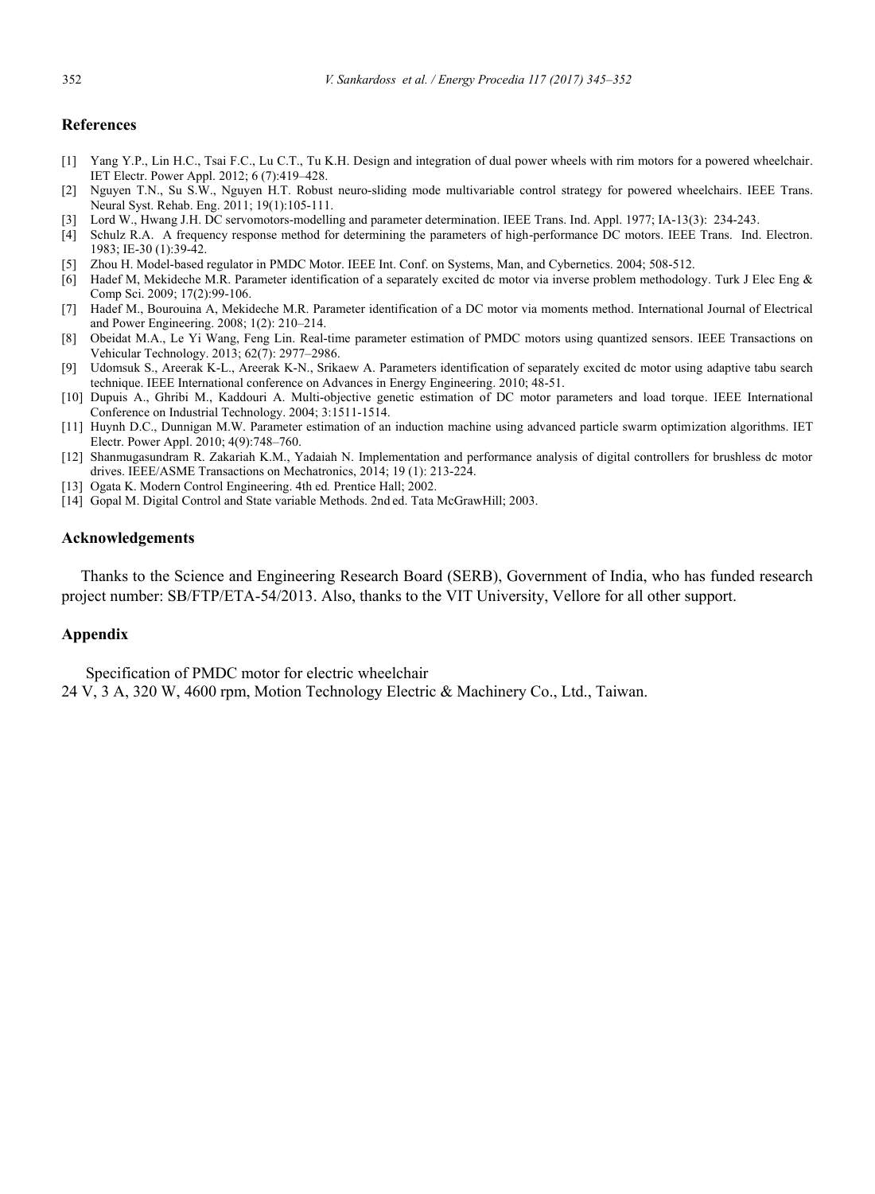## References

[1] Yang Y.P., Lin H.C., Tsai F.C., Lu C.T., Tu K.H. Design and integration of dual power wheels with rim motors for a powered wheelchair. IET Electr. Power Appl. 2012; 6 (7):419–428.

[2] Nguyen T.N., Su S.W., Nguyen H.T. Robust neuro-sliding mode multivariable control strategy for powered wheelchairs. IEEE Trans. Neural Syst. Rehab. Eng. 2011; 19(1):105-111.

[3] Lord W., Hwang J.H. DC servomotors-modelling and parameter determination. IEEE Trans. Ind. Appl. 1977; IA-13(3): 234-243.

[4] Schulz R.A. A frequency response method for determining the parameters of high-performance DC motors. IEEE Trans. Ind. Electron. 1983; IE-30 (1):39-42.

[5] Zhou H. Model-based regulator in PMDC Motor. IEEE Int. Conf. on Systems, Man, and Cybernetics. 2004; 508-512.

[6] Hadef M, Mekideche M.R. Parameter identification of a separately excited dc motor via inverse problem methodology. Turk J Elec Eng & Comp Sci. 2009; 17(2):99-106.

[7] Hadef M., Bourouina A, Mekideche M.R. Parameter identification of a DC motor via moments method. International Journal of Electrical and Power Engineering. 2008; 1(2): 210–214.

[8] Obeidat M.A., Le Yi Wang, Feng Lin. Real-time parameter estimation of PMDC motors using quantized sensors. IEEE Transactions on Vehicular Technology. 2013; 62(7): 2977–2986.

[9] Udomsuk S., Areerak K-L., Areerak K-N., Srikaew A. Parameters identification of separately excited dc motor using adaptive tabu search technique. IEEE International conference on Advances in Energy Engineering. 2010; 48-51.

[10] Dupuis A., Ghribi M., Kaddouri A. Multi-objective genetic estimation of DC motor parameters and load torque. IEEE International Conference on Industrial Technology. 2004; 3:1511-1514.

[11] Huynh D.C., Dunnigan M.W. Parameter estimation of an induction machine using advanced particle swarm optimization algorithms. IET Electr. Power Appl. 2010; 4(9):748–760.

[12] Shanmugasundram R. Zakariah K.M., Yadaiah N. Implementation and performance analysis of digital controllers for brushless dc motor drives. IEEE/ASME Transactions on Mechatronics, 2014; 19 (1): 213-224.

[13] Ogata K. Modern Control Engineering. 4th ed*.* Prentice Hall; 2002.

[14] Gopal M. Digital Control and State variable Methods. 2nd ed. Tata McGrawHill; 2003.

## Acknowledgements

Thanks to the Science and Engineering Research Board (SERB), Government of India, who has funded research project number: SB/FTP/ETA-54/2013. Also, thanks to the VIT University, Vellore for all other support.

## Appendix

Specification of PMDC motor for electric wheelchair
24 V, 3 A, 320 W, 4600 rpm, Motion Technology Electric & Machinery Co., Ltd., Taiwan.